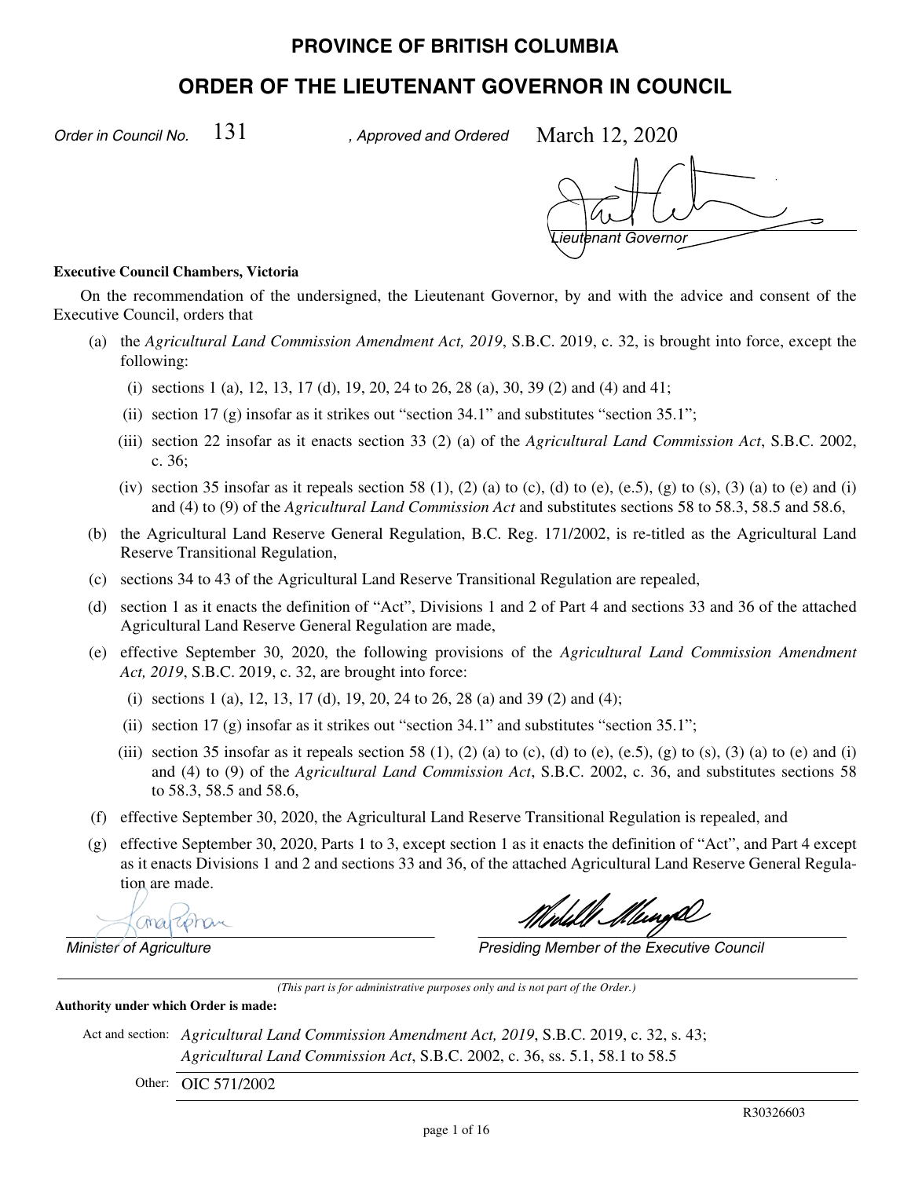# PROVINCE OF BRITISH COLUMBIA

# ORDER OF THE LIEUTENANT GOVERNOR IN COUNCIL

*Order in Council No.* 131 *, Approved and Ordered* March 12, 2020

*Lieutenant Governor*

**Executive Council Chambers, Victoria**

On the recommendation of the undersigned, the Lieutenant Governor, by and with the advice and consent of the Executive Council, orders that

(a) the *Agricultural Land Commission Amendment Act, 2019*, S.B.C. 2019, c. 32, is brought into force, except the following:

  (i) sections 1 (a), 12, 13, 17 (d), 19, 20, 24 to 26, 28 (a), 30, 39 (2) and (4) and 41;

  (ii) section 17 (g) insofar as it strikes out "section 34.1" and substitutes "section 35.1";

  (iii) section 22 insofar as it enacts section 33 (2) (a) of the *Agricultural Land Commission Act*, S.B.C. 2002, c. 36;

  (iv) section 35 insofar as it repeals section 58 (1), (2) (a) to (c), (d) to (e), (e.5), (g) to (s), (3) (a) to (e) and (i) and (4) to (9) of the *Agricultural Land Commission Act* and substitutes sections 58 to 58.3, 58.5 and 58.6,

(b) the Agricultural Land Reserve General Regulation, B.C. Reg. 171/2002, is re-titled as the Agricultural Land Reserve Transitional Regulation,

(c) sections 34 to 43 of the Agricultural Land Reserve Transitional Regulation are repealed,

(d) section 1 as it enacts the definition of "Act", Divisions 1 and 2 of Part 4 and sections 33 and 36 of the attached Agricultural Land Reserve General Regulation are made,

(e) effective September 30, 2020, the following provisions of the *Agricultural Land Commission Amendment Act, 2019*, S.B.C. 2019, c. 32, are brought into force:

  (i) sections 1 (a), 12, 13, 17 (d), 19, 20, 24 to 26, 28 (a) and 39 (2) and (4);

  (ii) section 17 (g) insofar as it strikes out "section 34.1" and substitutes "section 35.1";

  (iii) section 35 insofar as it repeals section 58 (1), (2) (a) to (c), (d) to (e), (e.5), (g) to (s), (3) (a) to (e) and (i) and (4) to (9) of the *Agricultural Land Commission Act*, S.B.C. 2002, c. 36, and substitutes sections 58 to 58.3, 58.5 and 58.6,

(f) effective September 30, 2020, the Agricultural Land Reserve Transitional Regulation is repealed, and

(g) effective September 30, 2020, Parts 1 to 3, except section 1 as it enacts the definition of "Act", and Part 4 except as it enacts Divisions 1 and 2 and sections 33 and 36, of the attached Agricultural Land Reserve General Regulation are made.

*Minister of Agriculture*

*Presiding Member of the Executive Council*

*(This part is for administrative purposes only and is not part of the Order.)*

**Authority under which Order is made:**

Act and section: *Agricultural Land Commission Amendment Act, 2019*, S.B.C. 2019, c. 32, s. 43;
*Agricultural Land Commission Act*, S.B.C. 2002, c. 36, ss. 5.1, 58.1 to 58.5

Other: OIC 571/2002

R30326603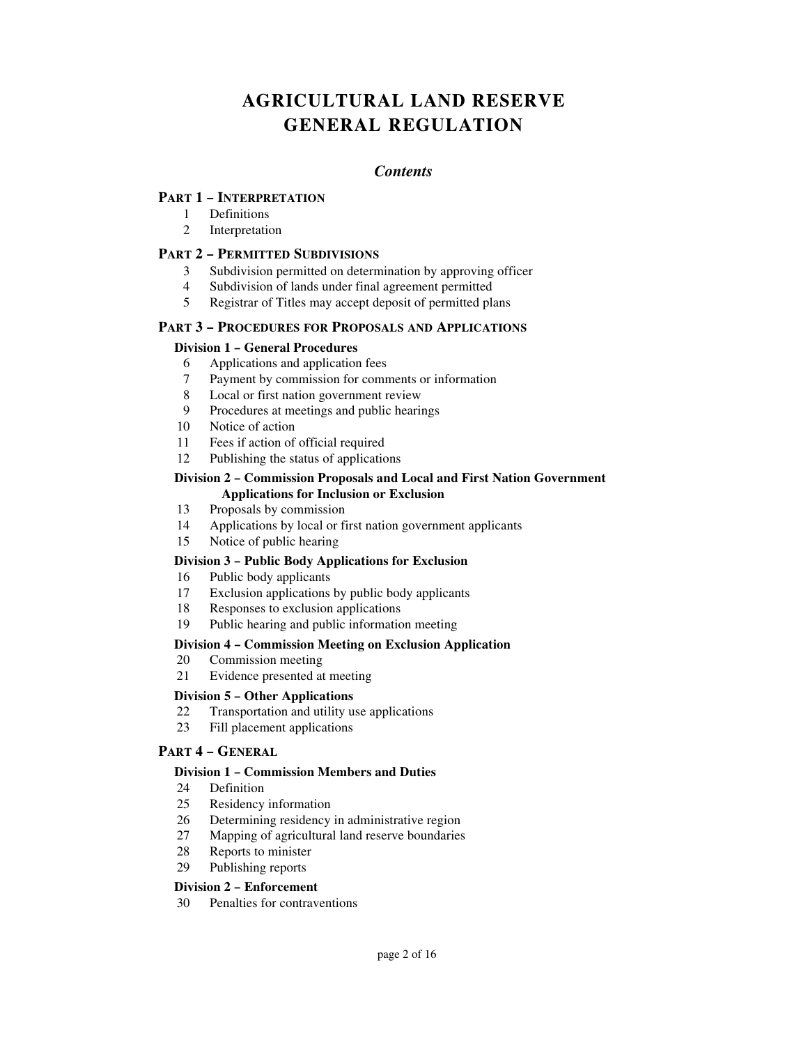# AGRICULTURAL LAND RESERVE GENERAL REGULATION

## *Contents*

### PART 1 – INTERPRETATION

1 Definitions
2 Interpretation

### PART 2 – PERMITTED SUBDIVISIONS

3 Subdivision permitted on determination by approving officer
4 Subdivision of lands under final agreement permitted
5 Registrar of Titles may accept deposit of permitted plans

### PART 3 – PROCEDURES FOR PROPOSALS AND APPLICATIONS

#### Division 1 – General Procedures

6 Applications and application fees
7 Payment by commission for comments or information
8 Local or first nation government review
9 Procedures at meetings and public hearings
10 Notice of action
11 Fees if action of official required
12 Publishing the status of applications

#### Division 2 – Commission Proposals and Local and First Nation Government Applications for Inclusion or Exclusion

13 Proposals by commission
14 Applications by local or first nation government applicants
15 Notice of public hearing

#### Division 3 – Public Body Applications for Exclusion

16 Public body applicants
17 Exclusion applications by public body applicants
18 Responses to exclusion applications
19 Public hearing and public information meeting

#### Division 4 – Commission Meeting on Exclusion Application

20 Commission meeting
21 Evidence presented at meeting

#### Division 5 – Other Applications

22 Transportation and utility use applications
23 Fill placement applications

### PART 4 – GENERAL

#### Division 1 – Commission Members and Duties

24 Definition
25 Residency information
26 Determining residency in administrative region
27 Mapping of agricultural land reserve boundaries
28 Reports to minister
29 Publishing reports

#### Division 2 – Enforcement

30 Penalties for contraventions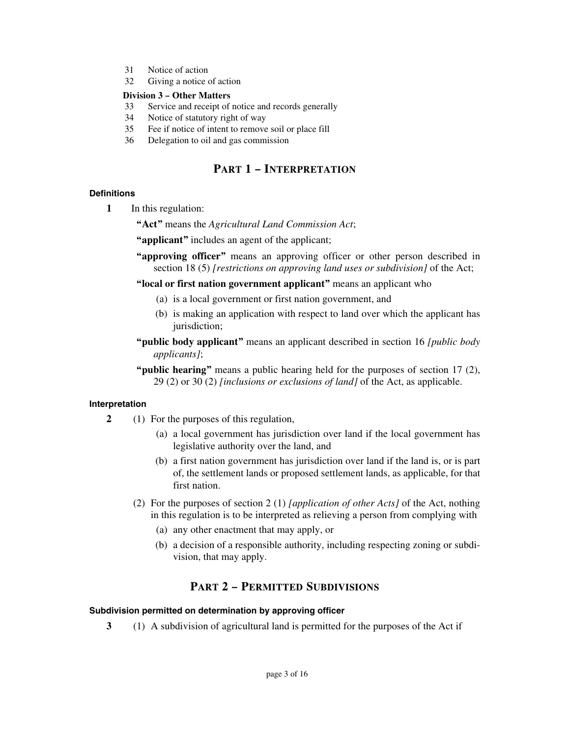31 Notice of action
32 Giving a notice of action

**Division 3 – Other Matters**

33 Service and receipt of notice and records generally
34 Notice of statutory right of way
35 Fee if notice of intent to remove soil or place fill
36 Delegation to oil and gas commission

## PART 1 – INTERPRETATION

#### Definitions

**1** In this regulation:

**"Act"** means the *Agricultural Land Commission Act*;

**"applicant"** includes an agent of the applicant;

**"approving officer"** means an approving officer or other person described in section 18 (5) *[restrictions on approving land uses or subdivision]* of the Act;

**"local or first nation government applicant"** means an applicant who

(a) is a local government or first nation government, and

(b) is making an application with respect to land over which the applicant has jurisdiction;

**"public body applicant"** means an applicant described in section 16 *[public body applicants]*;

**"public hearing"** means a public hearing held for the purposes of section 17 (2), 29 (2) or 30 (2) *[inclusions or exclusions of land]* of the Act, as applicable.

#### Interpretation

**2** (1) For the purposes of this regulation,

(a) a local government has jurisdiction over land if the local government has legislative authority over the land, and

(b) a first nation government has jurisdiction over land if the land is, or is part of, the settlement lands or proposed settlement lands, as applicable, for that first nation.

(2) For the purposes of section 2 (1) *[application of other Acts]* of the Act, nothing in this regulation is to be interpreted as relieving a person from complying with

(a) any other enactment that may apply, or

(b) a decision of a responsible authority, including respecting zoning or subdivision, that may apply.

## PART 2 – PERMITTED SUBDIVISIONS

#### Subdivision permitted on determination by approving officer

**3** (1) A subdivision of agricultural land is permitted for the purposes of the Act if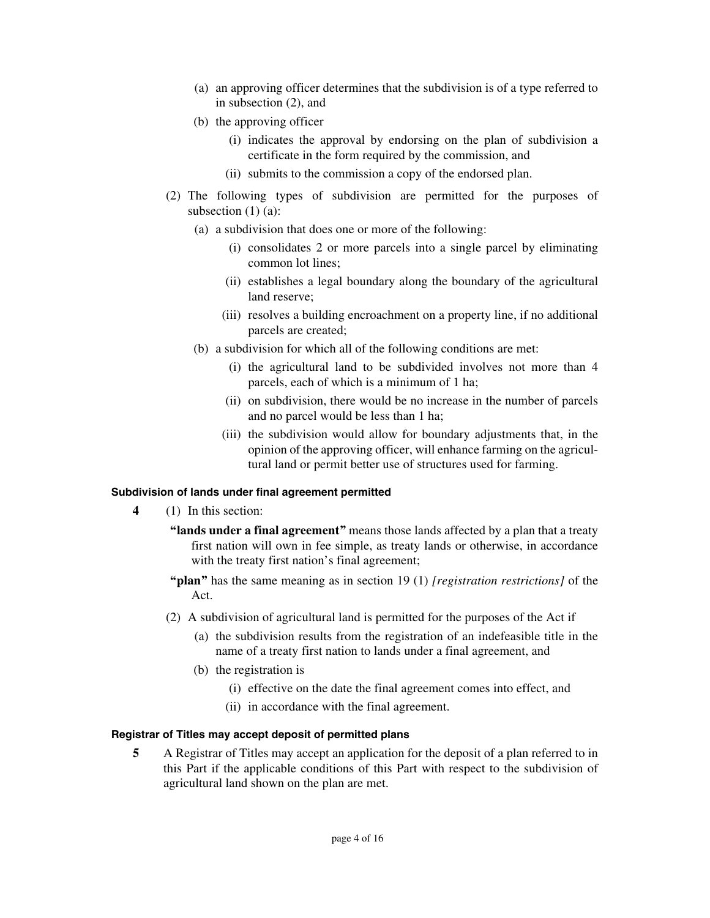(a) an approving officer determines that the subdivision is of a type referred to in subsection (2), and

(b) the approving officer

(i) indicates the approval by endorsing on the plan of subdivision a certificate in the form required by the commission, and

(ii) submits to the commission a copy of the endorsed plan.

(2) The following types of subdivision are permitted for the purposes of subsection (1) (a):

(a) a subdivision that does one or more of the following:

(i) consolidates 2 or more parcels into a single parcel by eliminating common lot lines;

(ii) establishes a legal boundary along the boundary of the agricultural land reserve;

(iii) resolves a building encroachment on a property line, if no additional parcels are created;

(b) a subdivision for which all of the following conditions are met:

(i) the agricultural land to be subdivided involves not more than 4 parcels, each of which is a minimum of 1 ha;

(ii) on subdivision, there would be no increase in the number of parcels and no parcel would be less than 1 ha;

(iii) the subdivision would allow for boundary adjustments that, in the opinion of the approving officer, will enhance farming on the agricultural land or permit better use of structures used for farming.

#### Subdivision of lands under final agreement permitted

**4** (1) In this section:

**"lands under a final agreement"** means those lands affected by a plan that a treaty first nation will own in fee simple, as treaty lands or otherwise, in accordance with the treaty first nation's final agreement;

**"plan"** has the same meaning as in section 19 (1) *[registration restrictions]* of the Act.

(2) A subdivision of agricultural land is permitted for the purposes of the Act if

(a) the subdivision results from the registration of an indefeasible title in the name of a treaty first nation to lands under a final agreement, and

(b) the registration is

(i) effective on the date the final agreement comes into effect, and

(ii) in accordance with the final agreement.

#### Registrar of Titles may accept deposit of permitted plans

**5** A Registrar of Titles may accept an application for the deposit of a plan referred to in this Part if the applicable conditions of this Part with respect to the subdivision of agricultural land shown on the plan are met.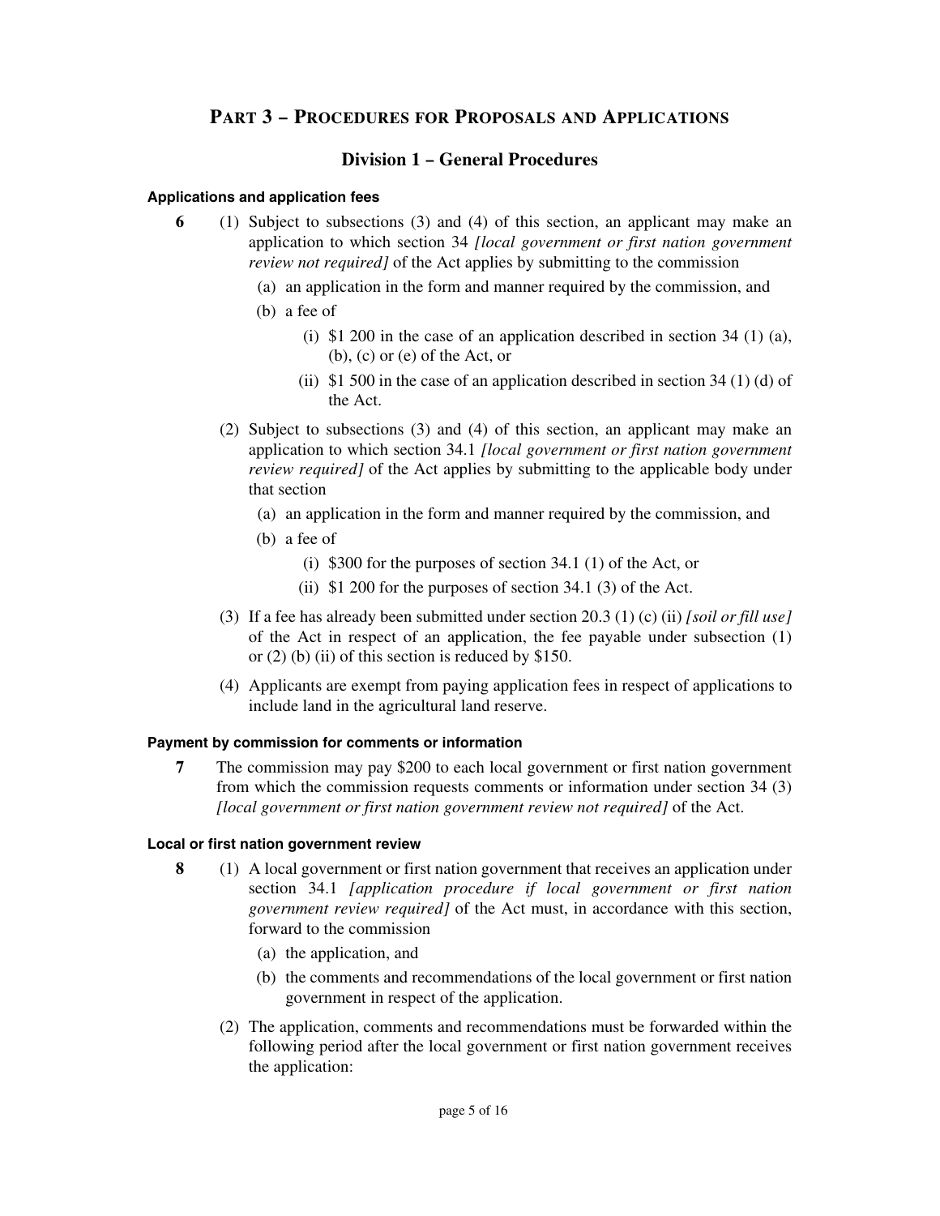# PART 3 – PROCEDURES FOR PROPOSALS AND APPLICATIONS

## Division 1 – General Procedures

### Applications and application fees

**6** (1) Subject to subsections (3) and (4) of this section, an applicant may make an application to which section 34 *[local government or first nation government review not required]* of the Act applies by submitting to the commission

(a) an application in the form and manner required by the commission, and

(b) a fee of

(i) $1 200 in the case of an application described in section 34 (1) (a), (b), (c) or (e) of the Act, or

(ii) $1 500 in the case of an application described in section 34 (1) (d) of the Act.

(2) Subject to subsections (3) and (4) of this section, an applicant may make an application to which section 34.1 *[local government or first nation government review required]* of the Act applies by submitting to the applicable body under that section

(a) an application in the form and manner required by the commission, and

(b) a fee of

(i) $300 for the purposes of section 34.1 (1) of the Act, or

(ii) $1 200 for the purposes of section 34.1 (3) of the Act.

(3) If a fee has already been submitted under section 20.3 (1) (c) (ii) *[soil or fill use]* of the Act in respect of an application, the fee payable under subsection (1) or (2) (b) (ii) of this section is reduced by $150.

(4) Applicants are exempt from paying application fees in respect of applications to include land in the agricultural land reserve.

### Payment by commission for comments or information

**7** The commission may pay $200 to each local government or first nation government from which the commission requests comments or information under section 34 (3) *[local government or first nation government review not required]* of the Act.

### Local or first nation government review

**8** (1) A local government or first nation government that receives an application under section 34.1 *[application procedure if local government or first nation government review required]* of the Act must, in accordance with this section, forward to the commission

(a) the application, and

(b) the comments and recommendations of the local government or first nation government in respect of the application.

(2) The application, comments and recommendations must be forwarded within the following period after the local government or first nation government receives the application: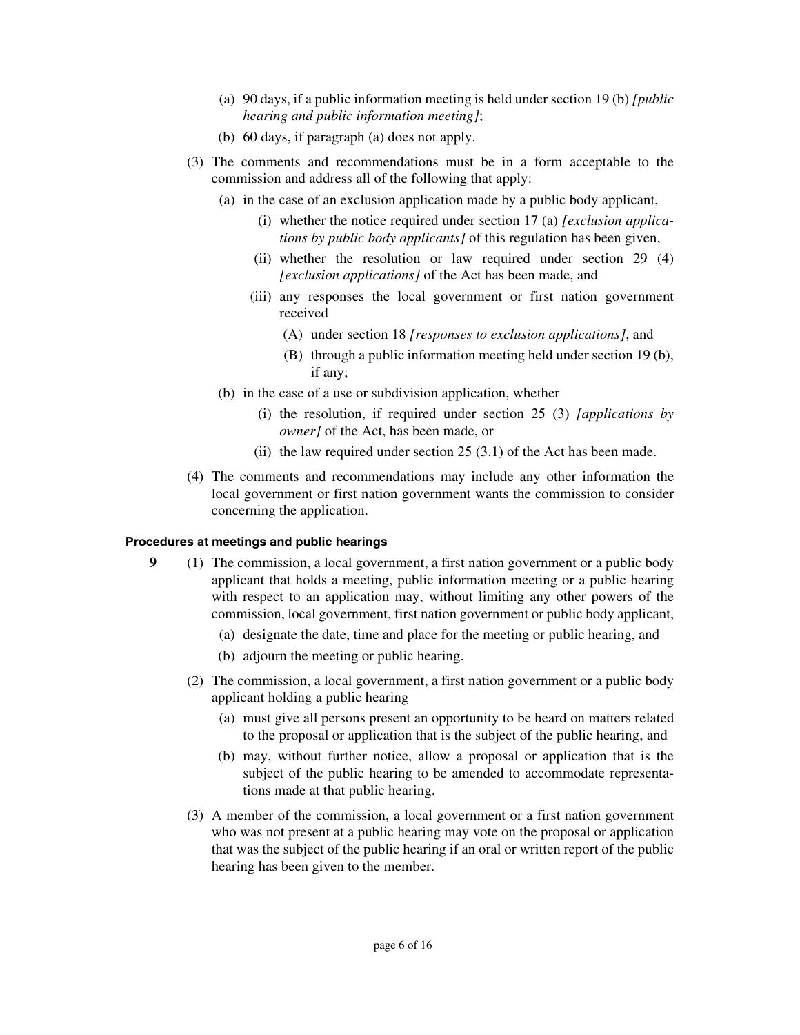(a) 90 days, if a public information meeting is held under section 19 (b) *[public hearing and public information meeting]*;

(b) 60 days, if paragraph (a) does not apply.

(3) The comments and recommendations must be in a form acceptable to the commission and address all of the following that apply:

(a) in the case of an exclusion application made by a public body applicant,

(i) whether the notice required under section 17 (a) *[exclusion applications by public body applicants]* of this regulation has been given,

(ii) whether the resolution or law required under section 29 (4) *[exclusion applications]* of the Act has been made, and

(iii) any responses the local government or first nation government received

(A) under section 18 *[responses to exclusion applications]*, and

(B) through a public information meeting held under section 19 (b), if any;

(b) in the case of a use or subdivision application, whether

(i) the resolution, if required under section 25 (3) *[applications by owner]* of the Act, has been made, or

(ii) the law required under section 25 (3.1) of the Act has been made.

(4) The comments and recommendations may include any other information the local government or first nation government wants the commission to consider concerning the application.

### Procedures at meetings and public hearings

**9** (1) The commission, a local government, a first nation government or a public body applicant that holds a meeting, public information meeting or a public hearing with respect to an application may, without limiting any other powers of the commission, local government, first nation government or public body applicant,

(a) designate the date, time and place for the meeting or public hearing, and

(b) adjourn the meeting or public hearing.

(2) The commission, a local government, a first nation government or a public body applicant holding a public hearing

(a) must give all persons present an opportunity to be heard on matters related to the proposal or application that is the subject of the public hearing, and

(b) may, without further notice, allow a proposal or application that is the subject of the public hearing to be amended to accommodate representations made at that public hearing.

(3) A member of the commission, a local government or a first nation government who was not present at a public hearing may vote on the proposal or application that was the subject of the public hearing if an oral or written report of the public hearing has been given to the member.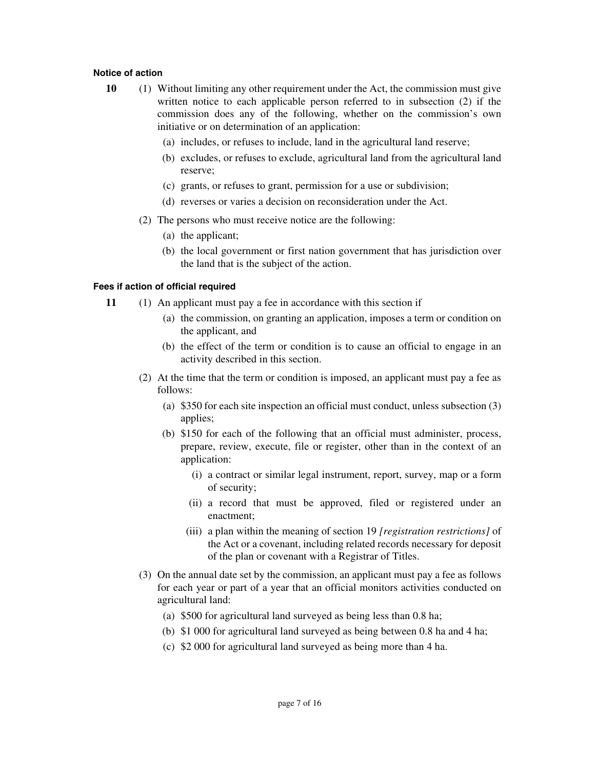#### Notice of action

**10** (1) Without limiting any other requirement under the Act, the commission must give written notice to each applicable person referred to in subsection (2) if the commission does any of the following, whether on the commission's own initiative or on determination of an application:

- (a) includes, or refuses to include, land in the agricultural land reserve;
- (b) excludes, or refuses to exclude, agricultural land from the agricultural land reserve;
- (c) grants, or refuses to grant, permission for a use or subdivision;
- (d) reverses or varies a decision on reconsideration under the Act.

(2) The persons who must receive notice are the following:

- (a) the applicant;
- (b) the local government or first nation government that has jurisdiction over the land that is the subject of the action.

#### Fees if action of official required

**11** (1) An applicant must pay a fee in accordance with this section if

- (a) the commission, on granting an application, imposes a term or condition on the applicant, and
- (b) the effect of the term or condition is to cause an official to engage in an activity described in this section.

(2) At the time that the term or condition is imposed, an applicant must pay a fee as follows:

- (a) $350 for each site inspection an official must conduct, unless subsection (3) applies;
- (b) $150 for each of the following that an official must administer, process, prepare, review, execute, file or register, other than in the context of an application:
  - (i) a contract or similar legal instrument, report, survey, map or a form of security;
  - (ii) a record that must be approved, filed or registered under an enactment;
  - (iii) a plan within the meaning of section 19 *[registration restrictions]* of the Act or a covenant, including related records necessary for deposit of the plan or covenant with a Registrar of Titles.

(3) On the annual date set by the commission, an applicant must pay a fee as follows for each year or part of a year that an official monitors activities conducted on agricultural land:

- (a) $500 for agricultural land surveyed as being less than 0.8 ha;
- (b) $1 000 for agricultural land surveyed as being between 0.8 ha and 4 ha;
- (c) $2 000 for agricultural land surveyed as being more than 4 ha.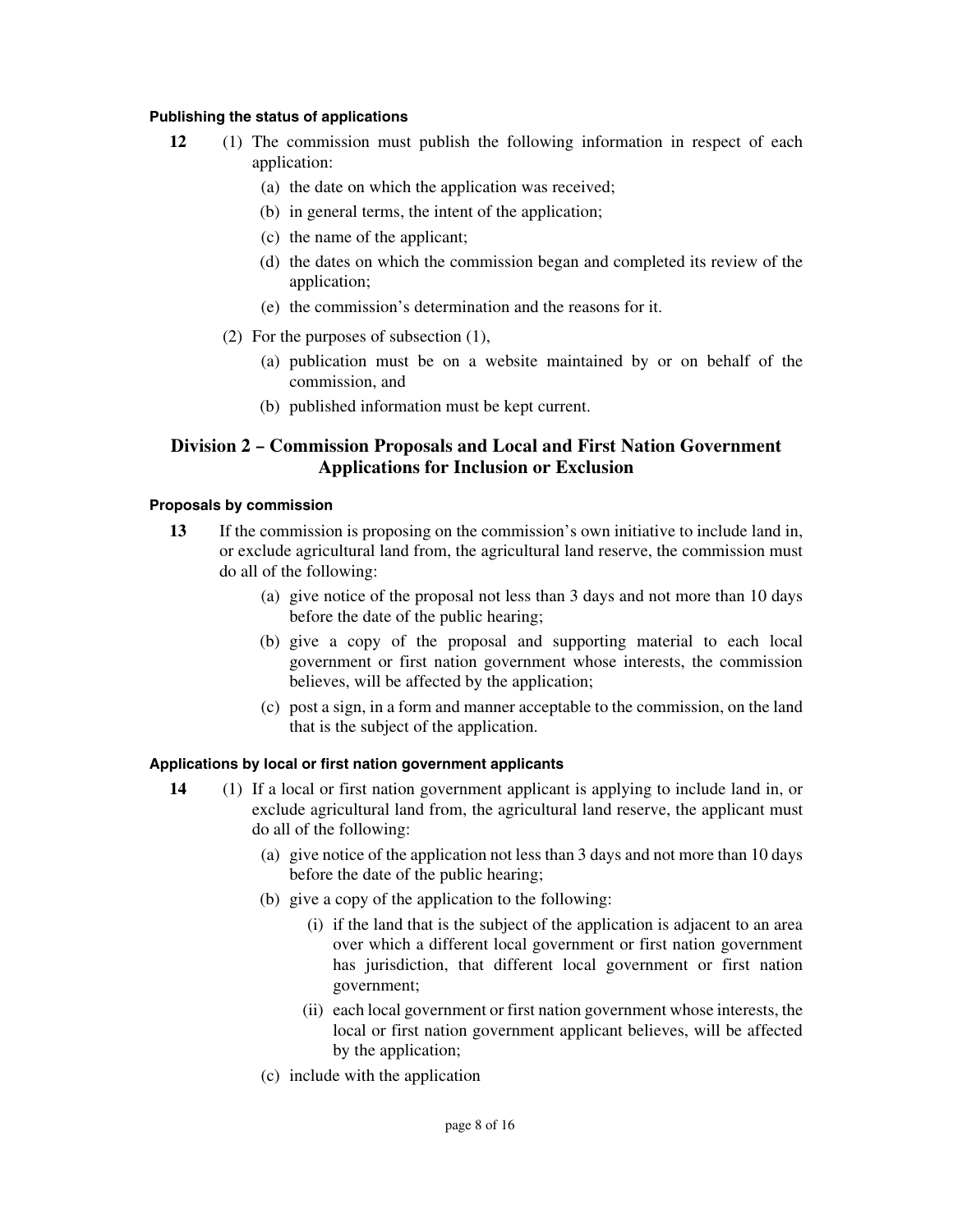#### Publishing the status of applications

**12** (1) The commission must publish the following information in respect of each application:

(a) the date on which the application was received;

(b) in general terms, the intent of the application;

(c) the name of the applicant;

(d) the dates on which the commission began and completed its review of the application;

(e) the commission's determination and the reasons for it.

(2) For the purposes of subsection (1),

(a) publication must be on a website maintained by or on behalf of the commission, and

(b) published information must be kept current.

## Division 2 – Commission Proposals and Local and First Nation Government Applications for Inclusion or Exclusion

#### Proposals by commission

**13** If the commission is proposing on the commission's own initiative to include land in, or exclude agricultural land from, the agricultural land reserve, the commission must do all of the following:

(a) give notice of the proposal not less than 3 days and not more than 10 days before the date of the public hearing;

(b) give a copy of the proposal and supporting material to each local government or first nation government whose interests, the commission believes, will be affected by the application;

(c) post a sign, in a form and manner acceptable to the commission, on the land that is the subject of the application.

#### Applications by local or first nation government applicants

**14** (1) If a local or first nation government applicant is applying to include land in, or exclude agricultural land from, the agricultural land reserve, the applicant must do all of the following:

(a) give notice of the application not less than 3 days and not more than 10 days before the date of the public hearing;

(b) give a copy of the application to the following:

(i) if the land that is the subject of the application is adjacent to an area over which a different local government or first nation government has jurisdiction, that different local government or first nation government;

(ii) each local government or first nation government whose interests, the local or first nation government applicant believes, will be affected by the application;

(c) include with the application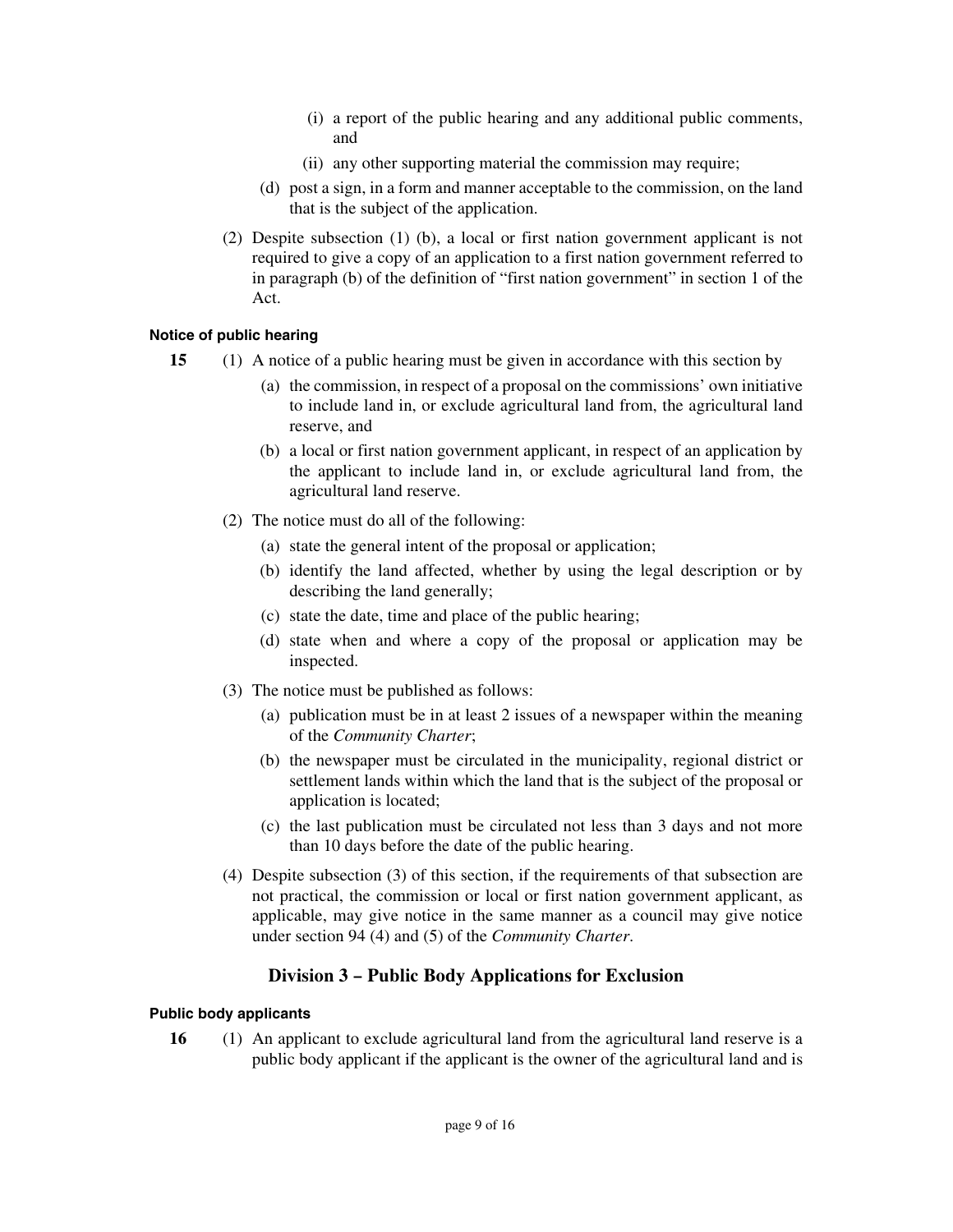(i) a report of the public hearing and any additional public comments, and

(ii) any other supporting material the commission may require;

(d) post a sign, in a form and manner acceptable to the commission, on the land that is the subject of the application.

(2) Despite subsection (1) (b), a local or first nation government applicant is not required to give a copy of an application to a first nation government referred to in paragraph (b) of the definition of "first nation government" in section 1 of the Act.

#### Notice of public hearing

**15** (1) A notice of a public hearing must be given in accordance with this section by

(a) the commission, in respect of a proposal on the commissions' own initiative to include land in, or exclude agricultural land from, the agricultural land reserve, and

(b) a local or first nation government applicant, in respect of an application by the applicant to include land in, or exclude agricultural land from, the agricultural land reserve.

(2) The notice must do all of the following:

(a) state the general intent of the proposal or application;

(b) identify the land affected, whether by using the legal description or by describing the land generally;

(c) state the date, time and place of the public hearing;

(d) state when and where a copy of the proposal or application may be inspected.

(3) The notice must be published as follows:

(a) publication must be in at least 2 issues of a newspaper within the meaning of the *Community Charter*;

(b) the newspaper must be circulated in the municipality, regional district or settlement lands within which the land that is the subject of the proposal or application is located;

(c) the last publication must be circulated not less than 3 days and not more than 10 days before the date of the public hearing.

(4) Despite subsection (3) of this section, if the requirements of that subsection are not practical, the commission or local or first nation government applicant, as applicable, may give notice in the same manner as a council may give notice under section 94 (4) and (5) of the *Community Charter*.

### Division 3 – Public Body Applications for Exclusion

#### Public body applicants

**16** (1) An applicant to exclude agricultural land from the agricultural land reserve is a public body applicant if the applicant is the owner of the agricultural land and is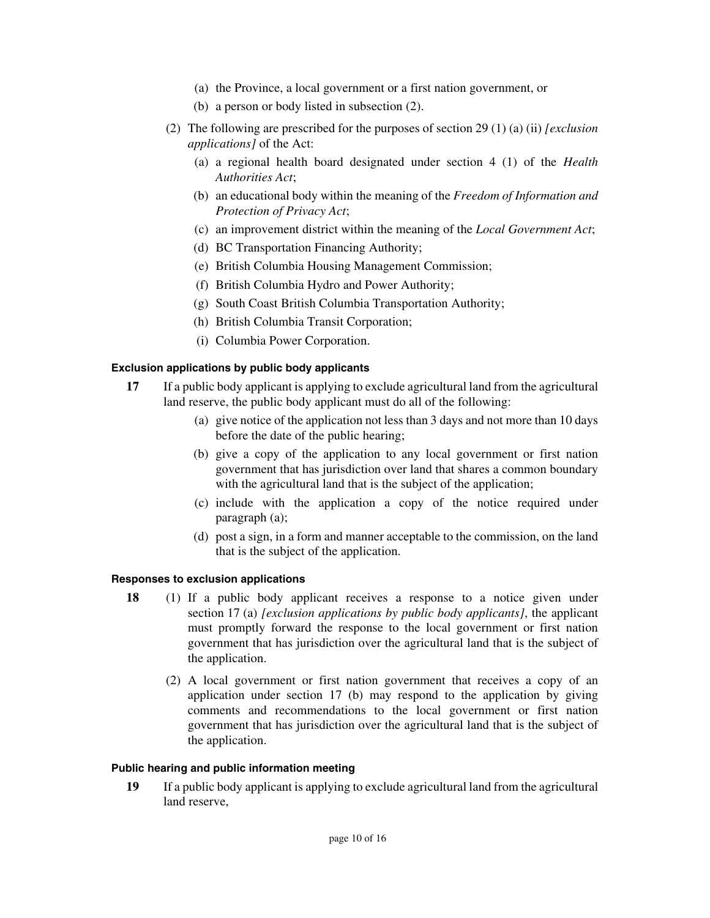(a) the Province, a local government or a first nation government, or

(b) a person or body listed in subsection (2).

(2) The following are prescribed for the purposes of section 29 (1) (a) (ii) *[exclusion applications]* of the Act:

(a) a regional health board designated under section 4 (1) of the *Health Authorities Act*;

(b) an educational body within the meaning of the *Freedom of Information and Protection of Privacy Act*;

(c) an improvement district within the meaning of the *Local Government Act*;

(d) BC Transportation Financing Authority;

(e) British Columbia Housing Management Commission;

(f) British Columbia Hydro and Power Authority;

(g) South Coast British Columbia Transportation Authority;

(h) British Columbia Transit Corporation;

(i) Columbia Power Corporation.

#### Exclusion applications by public body applicants

**17** If a public body applicant is applying to exclude agricultural land from the agricultural land reserve, the public body applicant must do all of the following:

(a) give notice of the application not less than 3 days and not more than 10 days before the date of the public hearing;

(b) give a copy of the application to any local government or first nation government that has jurisdiction over land that shares a common boundary with the agricultural land that is the subject of the application;

(c) include with the application a copy of the notice required under paragraph (a);

(d) post a sign, in a form and manner acceptable to the commission, on the land that is the subject of the application.

#### Responses to exclusion applications

**18** (1) If a public body applicant receives a response to a notice given under section 17 (a) *[exclusion applications by public body applicants]*, the applicant must promptly forward the response to the local government or first nation government that has jurisdiction over the agricultural land that is the subject of the application.

(2) A local government or first nation government that receives a copy of an application under section 17 (b) may respond to the application by giving comments and recommendations to the local government or first nation government that has jurisdiction over the agricultural land that is the subject of the application.

#### Public hearing and public information meeting

**19** If a public body applicant is applying to exclude agricultural land from the agricultural land reserve,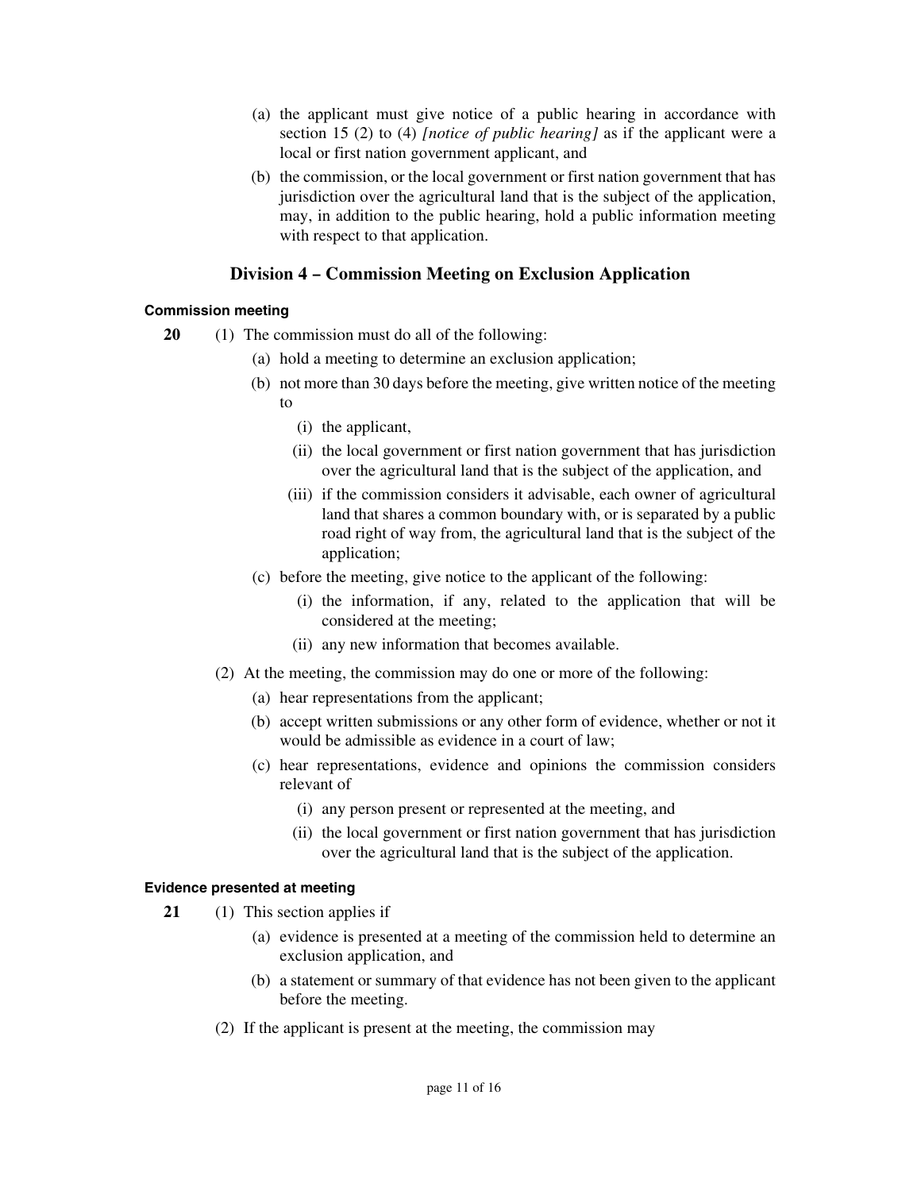(a) the applicant must give notice of a public hearing in accordance with section 15 (2) to (4) *[notice of public hearing]* as if the applicant were a local or first nation government applicant, and

(b) the commission, or the local government or first nation government that has jurisdiction over the agricultural land that is the subject of the application, may, in addition to the public hearing, hold a public information meeting with respect to that application.

## Division 4 – Commission Meeting on Exclusion Application

#### Commission meeting

**20** (1) The commission must do all of the following:

(a) hold a meeting to determine an exclusion application;

(b) not more than 30 days before the meeting, give written notice of the meeting to

(i) the applicant,

(ii) the local government or first nation government that has jurisdiction over the agricultural land that is the subject of the application, and

(iii) if the commission considers it advisable, each owner of agricultural land that shares a common boundary with, or is separated by a public road right of way from, the agricultural land that is the subject of the application;

(c) before the meeting, give notice to the applicant of the following:

(i) the information, if any, related to the application that will be considered at the meeting;

(ii) any new information that becomes available.

(2) At the meeting, the commission may do one or more of the following:

(a) hear representations from the applicant;

(b) accept written submissions or any other form of evidence, whether or not it would be admissible as evidence in a court of law;

(c) hear representations, evidence and opinions the commission considers relevant of

(i) any person present or represented at the meeting, and

(ii) the local government or first nation government that has jurisdiction over the agricultural land that is the subject of the application.

#### Evidence presented at meeting

**21** (1) This section applies if

(a) evidence is presented at a meeting of the commission held to determine an exclusion application, and

(b) a statement or summary of that evidence has not been given to the applicant before the meeting.

(2) If the applicant is present at the meeting, the commission may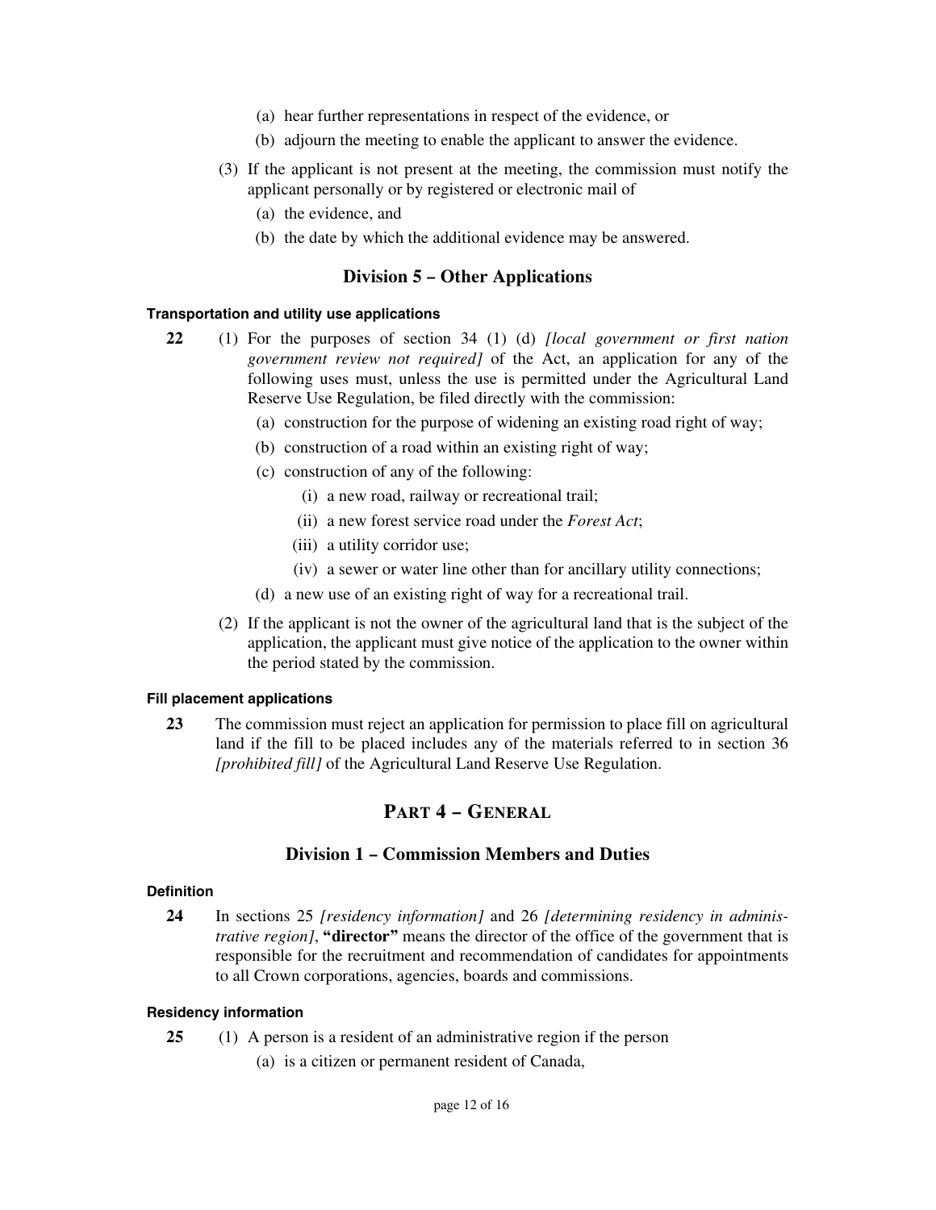(a) hear further representations in respect of the evidence, or

(b) adjourn the meeting to enable the applicant to answer the evidence.

(3) If the applicant is not present at the meeting, the commission must notify the applicant personally or by registered or electronic mail of

(a) the evidence, and

(b) the date by which the additional evidence may be answered.

## Division 5 – Other Applications

#### Transportation and utility use applications

**22** (1) For the purposes of section 34 (1) (d) *[local government or first nation government review not required]* of the Act, an application for any of the following uses must, unless the use is permitted under the Agricultural Land Reserve Use Regulation, be filed directly with the commission:

(a) construction for the purpose of widening an existing road right of way;

(b) construction of a road within an existing right of way;

(c) construction of any of the following:

(i) a new road, railway or recreational trail;

(ii) a new forest service road under the *Forest Act*;

(iii) a utility corridor use;

(iv) a sewer or water line other than for ancillary utility connections;

(d) a new use of an existing right of way for a recreational trail.

(2) If the applicant is not the owner of the agricultural land that is the subject of the application, the applicant must give notice of the application to the owner within the period stated by the commission.

#### Fill placement applications

**23** The commission must reject an application for permission to place fill on agricultural land if the fill to be placed includes any of the materials referred to in section 36 *[prohibited fill]* of the Agricultural Land Reserve Use Regulation.

# Part 4 – General

## Division 1 – Commission Members and Duties

#### Definition

**24** In sections 25 *[residency information]* and 26 *[determining residency in administrative region]*, **"director"** means the director of the office of the government that is responsible for the recruitment and recommendation of candidates for appointments to all Crown corporations, agencies, boards and commissions.

#### Residency information

**25** (1) A person is a resident of an administrative region if the person

(a) is a citizen or permanent resident of Canada,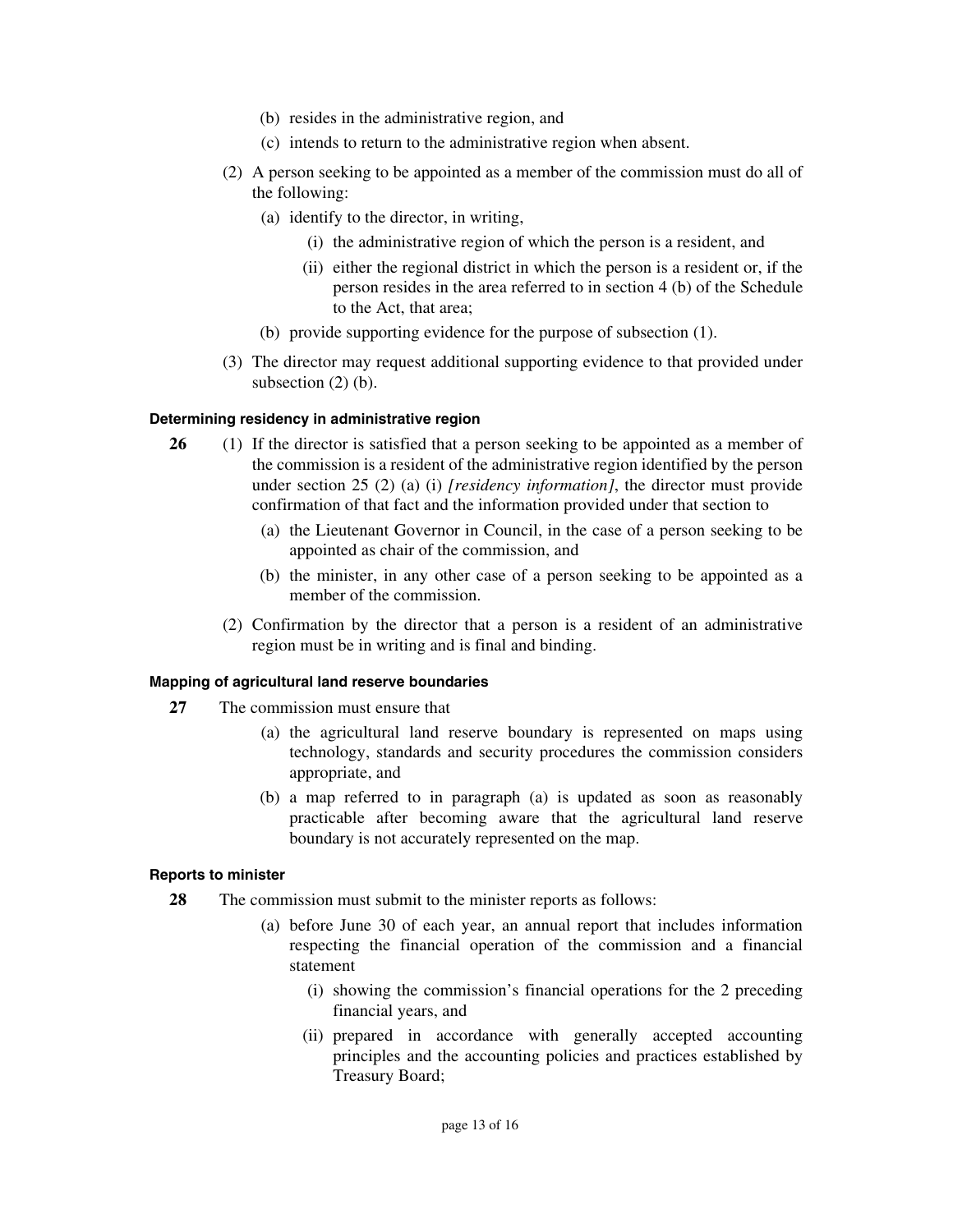(b) resides in the administrative region, and

(c) intends to return to the administrative region when absent.

(2) A person seeking to be appointed as a member of the commission must do all of the following:

(a) identify to the director, in writing,

(i) the administrative region of which the person is a resident, and

(ii) either the regional district in which the person is a resident or, if the person resides in the area referred to in section 4 (b) of the Schedule to the Act, that area;

(b) provide supporting evidence for the purpose of subsection (1).

(3) The director may request additional supporting evidence to that provided under subsection (2) (b).

#### Determining residency in administrative region

**26** (1) If the director is satisfied that a person seeking to be appointed as a member of the commission is a resident of the administrative region identified by the person under section 25 (2) (a) (i) *[residency information]*, the director must provide confirmation of that fact and the information provided under that section to

(a) the Lieutenant Governor in Council, in the case of a person seeking to be appointed as chair of the commission, and

(b) the minister, in any other case of a person seeking to be appointed as a member of the commission.

(2) Confirmation by the director that a person is a resident of an administrative region must be in writing and is final and binding.

#### Mapping of agricultural land reserve boundaries

**27** The commission must ensure that

(a) the agricultural land reserve boundary is represented on maps using technology, standards and security procedures the commission considers appropriate, and

(b) a map referred to in paragraph (a) is updated as soon as reasonably practicable after becoming aware that the agricultural land reserve boundary is not accurately represented on the map.

#### Reports to minister

**28** The commission must submit to the minister reports as follows:

(a) before June 30 of each year, an annual report that includes information respecting the financial operation of the commission and a financial statement

(i) showing the commission's financial operations for the 2 preceding financial years, and

(ii) prepared in accordance with generally accepted accounting principles and the accounting policies and practices established by Treasury Board;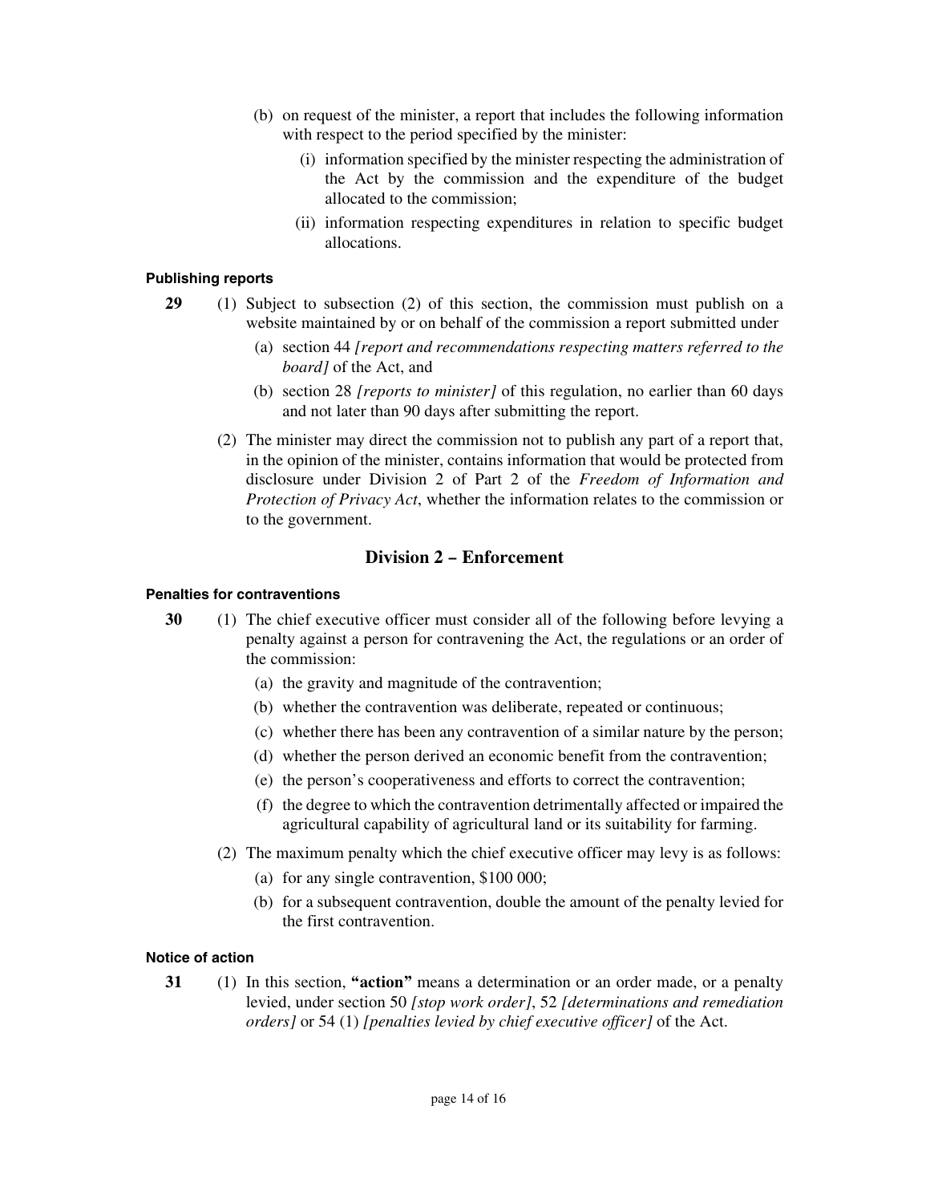(b) on request of the minister, a report that includes the following information with respect to the period specified by the minister:

(i) information specified by the minister respecting the administration of the Act by the commission and the expenditure of the budget allocated to the commission;

(ii) information respecting expenditures in relation to specific budget allocations.

#### Publishing reports

**29** (1) Subject to subsection (2) of this section, the commission must publish on a website maintained by or on behalf of the commission a report submitted under

(a) section 44 *[report and recommendations respecting matters referred to the board]* of the Act, and

(b) section 28 *[reports to minister]* of this regulation, no earlier than 60 days and not later than 90 days after submitting the report.

(2) The minister may direct the commission not to publish any part of a report that, in the opinion of the minister, contains information that would be protected from disclosure under Division 2 of Part 2 of the *Freedom of Information and Protection of Privacy Act*, whether the information relates to the commission or to the government.

## Division 2 – Enforcement

#### Penalties for contraventions

**30** (1) The chief executive officer must consider all of the following before levying a penalty against a person for contravening the Act, the regulations or an order of the commission:

(a) the gravity and magnitude of the contravention;

(b) whether the contravention was deliberate, repeated or continuous;

(c) whether there has been any contravention of a similar nature by the person;

(d) whether the person derived an economic benefit from the contravention;

(e) the person's cooperativeness and efforts to correct the contravention;

(f) the degree to which the contravention detrimentally affected or impaired the agricultural capability of agricultural land or its suitability for farming.

(2) The maximum penalty which the chief executive officer may levy is as follows:

(a) for any single contravention, $100 000;

(b) for a subsequent contravention, double the amount of the penalty levied for the first contravention.

#### Notice of action

**31** (1) In this section, **"action"** means a determination or an order made, or a penalty levied, under section 50 *[stop work order]*, 52 *[determinations and remediation orders]* or 54 (1) *[penalties levied by chief executive officer]* of the Act.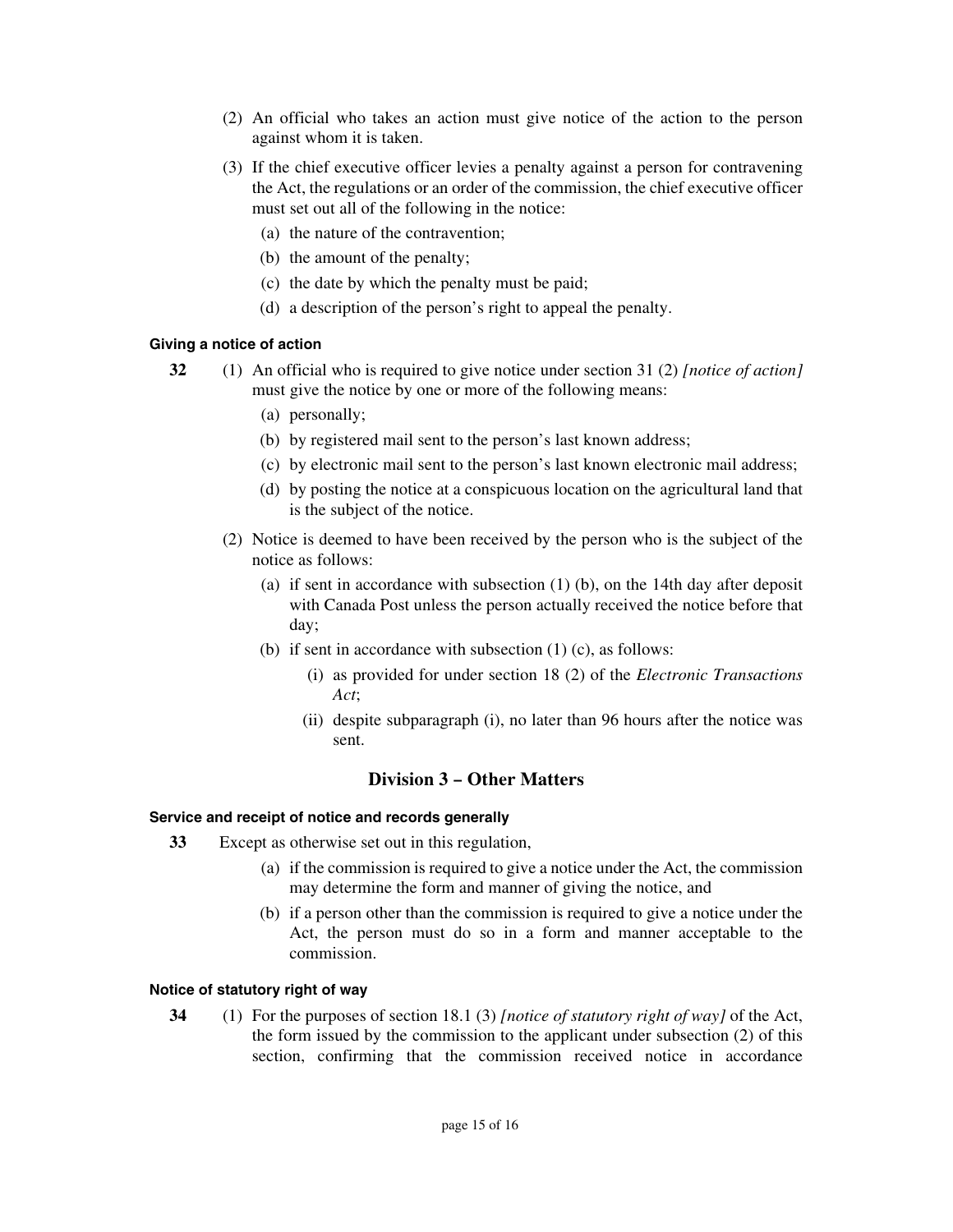(2) An official who takes an action must give notice of the action to the person against whom it is taken.

(3) If the chief executive officer levies a penalty against a person for contravening the Act, the regulations or an order of the commission, the chief executive officer must set out all of the following in the notice:

- (a) the nature of the contravention;
- (b) the amount of the penalty;
- (c) the date by which the penalty must be paid;
- (d) a description of the person's right to appeal the penalty.

#### Giving a notice of action

**32** (1) An official who is required to give notice under section 31 (2) *[notice of action]* must give the notice by one or more of the following means:

- (a) personally;
- (b) by registered mail sent to the person's last known address;
- (c) by electronic mail sent to the person's last known electronic mail address;
- (d) by posting the notice at a conspicuous location on the agricultural land that is the subject of the notice.

(2) Notice is deemed to have been received by the person who is the subject of the notice as follows:

- (a) if sent in accordance with subsection (1) (b), on the 14th day after deposit with Canada Post unless the person actually received the notice before that day;
- (b) if sent in accordance with subsection (1) (c), as follows:
  - (i) as provided for under section 18 (2) of the *Electronic Transactions Act*;
  - (ii) despite subparagraph (i), no later than 96 hours after the notice was sent.

## Division 3 – Other Matters

#### Service and receipt of notice and records generally

**33** Except as otherwise set out in this regulation,

- (a) if the commission is required to give a notice under the Act, the commission may determine the form and manner of giving the notice, and
- (b) if a person other than the commission is required to give a notice under the Act, the person must do so in a form and manner acceptable to the commission.

#### Notice of statutory right of way

**34** (1) For the purposes of section 18.1 (3) *[notice of statutory right of way]* of the Act, the form issued by the commission to the applicant under subsection (2) of this section, confirming that the commission received notice in accordance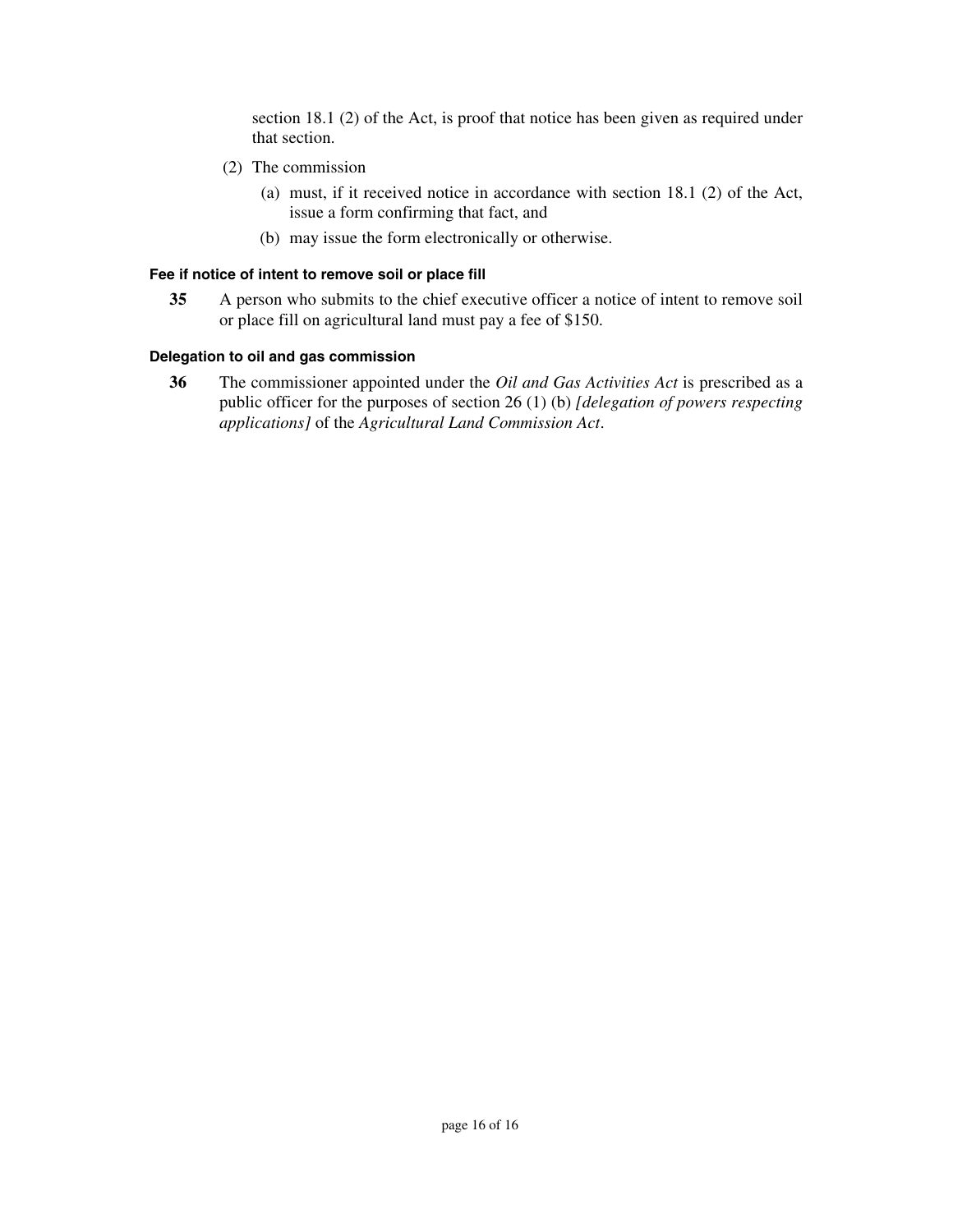section 18.1 (2) of the Act, is proof that notice has been given as required under that section.

(2) The commission

(a) must, if it received notice in accordance with section 18.1 (2) of the Act, issue a form confirming that fact, and

(b) may issue the form electronically or otherwise.

#### Fee if notice of intent to remove soil or place fill

**35** A person who submits to the chief executive officer a notice of intent to remove soil or place fill on agricultural land must pay a fee of $150.

#### Delegation to oil and gas commission

**36** The commissioner appointed under the *Oil and Gas Activities Act* is prescribed as a public officer for the purposes of section 26 (1) (b) *[delegation of powers respecting applications]* of the *Agricultural Land Commission Act*.